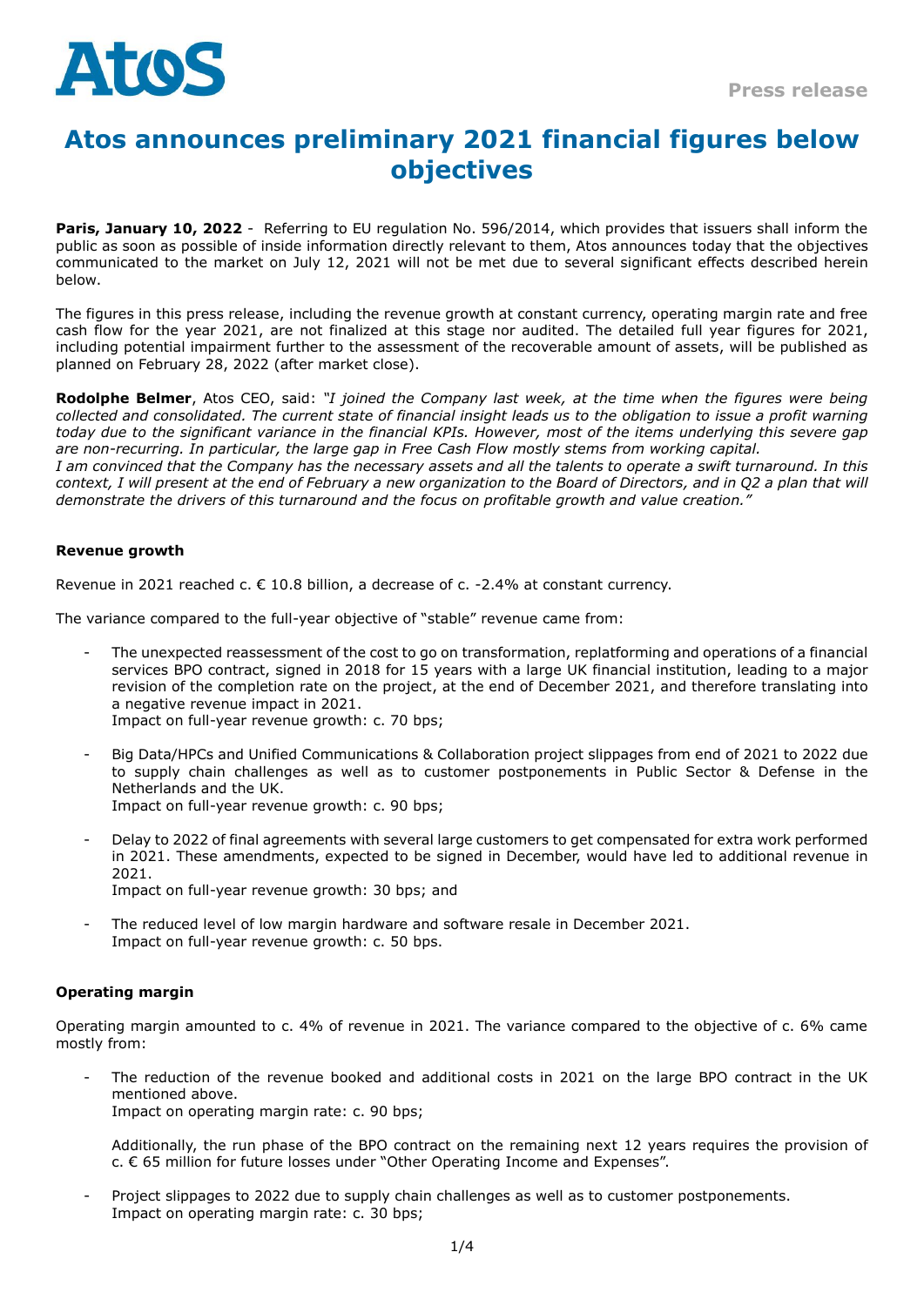Press release

# Atos announces preliminary 2021 financial figures below objectives

**Paris, January 10, 2022** - Referring to EU regulation No. 596/2014, which provides that issuers shall inform the public as soon as possible of inside information directly relevant to them, Atos announces today that the objectives communicated to the market on July 12, 2021 will not be met due to several significant effects described herein below.

The figures in this press release, including the revenue growth at constant currency, operating margin rate and free cash flow for the year 2021, are not finalized at this stage nor audited. The detailed full year figures for 2021, including potential impairment further to the assessment of the recoverable amount of assets, will be published as planned on February 28, 2022 (after market close).

**Rodolphe Belmer**, Atos CEO, said: *"I joined the Company last week, at the time when the figures were being collected and consolidated. The current state of financial insight leads us to the obligation to issue a profit warning today due to the significant variance in the financial KPIs. However, most of the items underlying this severe gap are non-recurring. In particular, the large gap in Free Cash Flow mostly stems from working capital.*
*I am convinced that the Company has the necessary assets and all the talents to operate a swift turnaround. In this context, I will present at the end of February a new organization to the Board of Directors, and in Q2 a plan that will demonstrate the drivers of this turnaround and the focus on profitable growth and value creation."*

### Revenue growth

Revenue in 2021 reached c. € 10.8 billion, a decrease of c. -2.4% at constant currency.

The variance compared to the full-year objective of "stable" revenue came from:

- The unexpected reassessment of the cost to go on transformation, replatforming and operations of a financial services BPO contract, signed in 2018 for 15 years with a large UK financial institution, leading to a major revision of the completion rate on the project, at the end of December 2021, and therefore translating into a negative revenue impact in 2021.
  Impact on full-year revenue growth: c. 70 bps;

- Big Data/HPCs and Unified Communications & Collaboration project slippages from end of 2021 to 2022 due to supply chain challenges as well as to customer postponements in Public Sector & Defense in the Netherlands and the UK.
  Impact on full-year revenue growth: c. 90 bps;

- Delay to 2022 of final agreements with several large customers to get compensated for extra work performed in 2021. These amendments, expected to be signed in December, would have led to additional revenue in 2021.
  Impact on full-year revenue growth: 30 bps; and

- The reduced level of low margin hardware and software resale in December 2021.
  Impact on full-year revenue growth: c. 50 bps.

### Operating margin

Operating margin amounted to c. 4% of revenue in 2021. The variance compared to the objective of c. 6% came mostly from:

- The reduction of the revenue booked and additional costs in 2021 on the large BPO contract in the UK mentioned above.
  Impact on operating margin rate: c. 90 bps;

  Additionally, the run phase of the BPO contract on the remaining next 12 years requires the provision of c. € 65 million for future losses under "Other Operating Income and Expenses".

- Project slippages to 2022 due to supply chain challenges as well as to customer postponements.
  Impact on operating margin rate: c. 30 bps;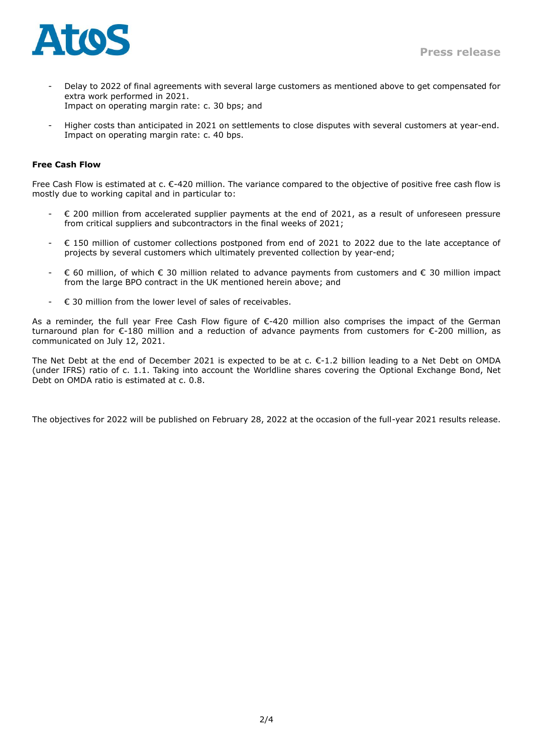- Delay to 2022 of final agreements with several large customers as mentioned above to get compensated for extra work performed in 2021.
  Impact on operating margin rate: c. 30 bps; and
- Higher costs than anticipated in 2021 on settlements to close disputes with several customers at year-end. Impact on operating margin rate: c. 40 bps.

**Free Cash Flow**

Free Cash Flow is estimated at c. €-420 million. The variance compared to the objective of positive free cash flow is mostly due to working capital and in particular to:

- € 200 million from accelerated supplier payments at the end of 2021, as a result of unforeseen pressure from critical suppliers and subcontractors in the final weeks of 2021;
- € 150 million of customer collections postponed from end of 2021 to 2022 due to the late acceptance of projects by several customers which ultimately prevented collection by year-end;
- € 60 million, of which € 30 million related to advance payments from customers and € 30 million impact from the large BPO contract in the UK mentioned herein above; and
- € 30 million from the lower level of sales of receivables.

As a reminder, the full year Free Cash Flow figure of €-420 million also comprises the impact of the German turnaround plan for €-180 million and a reduction of advance payments from customers for €-200 million, as communicated on July 12, 2021.

The Net Debt at the end of December 2021 is expected to be at c. €-1.2 billion leading to a Net Debt on OMDA (under IFRS) ratio of c. 1.1. Taking into account the Worldline shares covering the Optional Exchange Bond, Net Debt on OMDA ratio is estimated at c. 0.8.

The objectives for 2022 will be published on February 28, 2022 at the occasion of the full-year 2021 results release.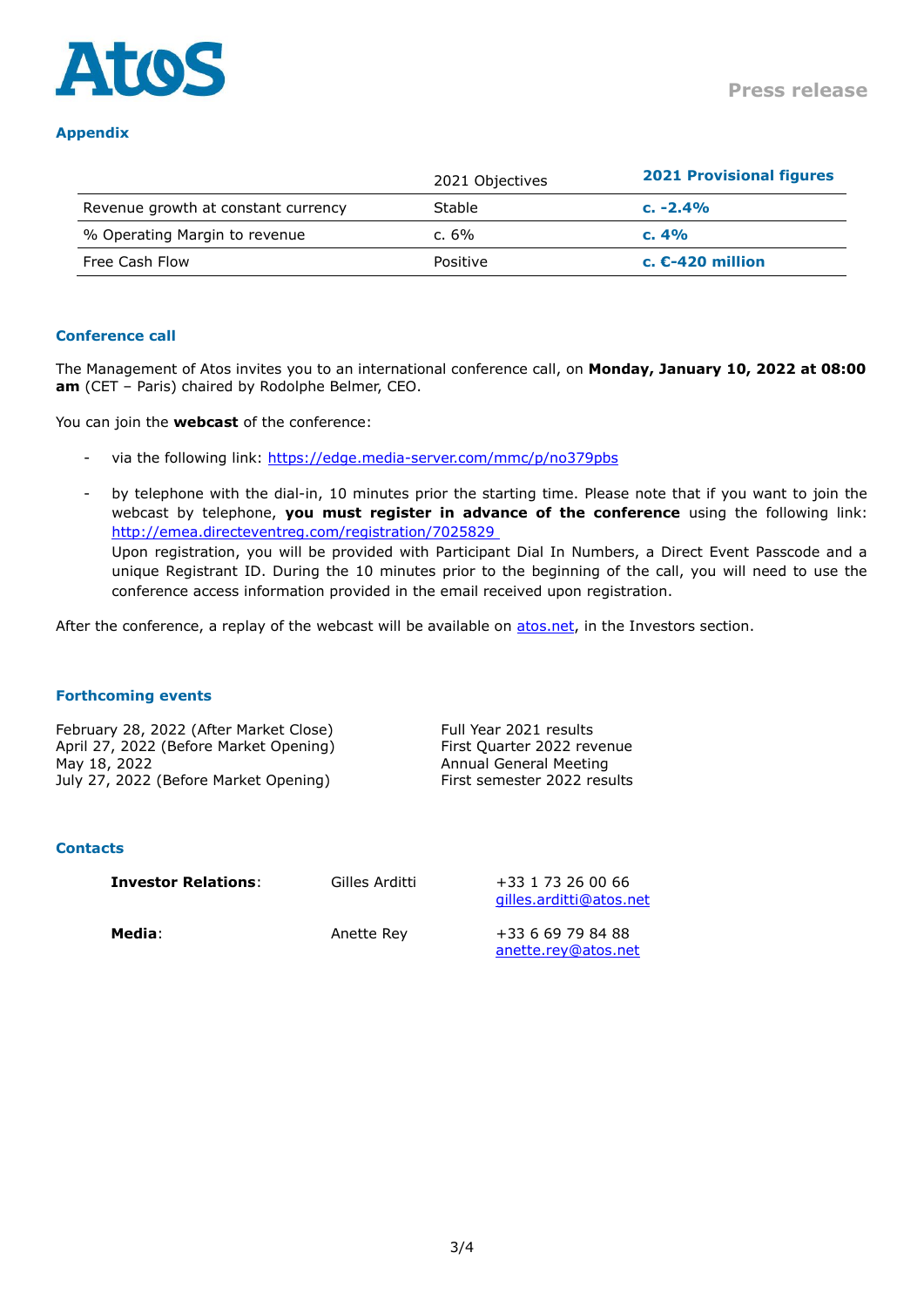## Appendix

| | 2021 Objectives | **2021 Provisional figures** |
|---|---|---|
| Revenue growth at constant currency | Stable | **c. -2.4%** |
| % Operating Margin to revenue | c. 6% | **c. 4%** |
| Free Cash Flow | Positive | **c. €-420 million** |

## Conference call

The Management of Atos invites you to an international conference call, on **Monday, January 10, 2022 at 08:00 am** (CET – Paris) chaired by Rodolphe Belmer, CEO.

You can join the **webcast** of the conference:

- via the following link: https://edge.media-server.com/mmc/p/no379pbs
- by telephone with the dial-in, 10 minutes prior the starting time. Please note that if you want to join the webcast by telephone, **you must register in advance of the conference** using the following link: http://emea.directeventreg.com/registration/7025829
  Upon registration, you will be provided with Participant Dial In Numbers, a Direct Event Passcode and a unique Registrant ID. During the 10 minutes prior to the beginning of the call, you will need to use the conference access information provided in the email received upon registration.

After the conference, a replay of the webcast will be available on atos.net, in the Investors section.

## Forthcoming events

| | |
|---|---|
| February 28, 2022 (After Market Close) | Full Year 2021 results |
| April 27, 2022 (Before Market Opening) | First Quarter 2022 revenue |
| May 18, 2022 | Annual General Meeting |
| July 27, 2022 (Before Market Opening) | First semester 2022 results |

## Contacts

| | | |
|---|---|---|
| **Investor Relations**: | Gilles Arditti | +33 1 73 26 00 66 gilles.arditti@atos.net |
| **Media**: | Anette Rey | +33 6 69 79 84 88 anette.rey@atos.net |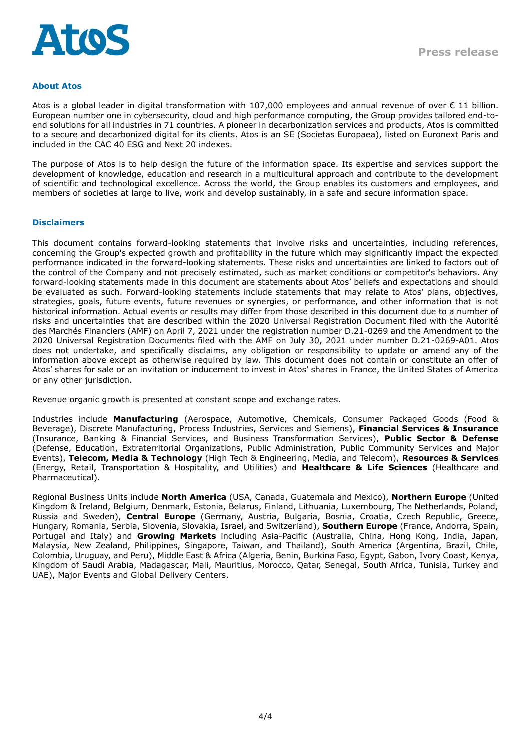### About Atos

Atos is a global leader in digital transformation with 107,000 employees and annual revenue of over € 11 billion. European number one in cybersecurity, cloud and high performance computing, the Group provides tailored end-to-end solutions for all industries in 71 countries. A pioneer in decarbonization services and products, Atos is committed to a secure and decarbonized digital for its clients. Atos is an SE (Societas Europaea), listed on Euronext Paris and included in the CAC 40 ESG and Next 20 indexes.

The purpose of Atos is to help design the future of the information space. Its expertise and services support the development of knowledge, education and research in a multicultural approach and contribute to the development of scientific and technological excellence. Across the world, the Group enables its customers and employees, and members of societies at large to live, work and develop sustainably, in a safe and secure information space.

### Disclaimers

This document contains forward-looking statements that involve risks and uncertainties, including references, concerning the Group's expected growth and profitability in the future which may significantly impact the expected performance indicated in the forward-looking statements. These risks and uncertainties are linked to factors out of the control of the Company and not precisely estimated, such as market conditions or competitor's behaviors. Any forward-looking statements made in this document are statements about Atos' beliefs and expectations and should be evaluated as such. Forward-looking statements include statements that may relate to Atos' plans, objectives, strategies, goals, future events, future revenues or synergies, or performance, and other information that is not historical information. Actual events or results may differ from those described in this document due to a number of risks and uncertainties that are described within the 2020 Universal Registration Document filed with the Autorité des Marchés Financiers (AMF) on April 7, 2021 under the registration number D.21-0269 and the Amendment to the 2020 Universal Registration Documents filed with the AMF on July 30, 2021 under number D.21-0269-A01. Atos does not undertake, and specifically disclaims, any obligation or responsibility to update or amend any of the information above except as otherwise required by law. This document does not contain or constitute an offer of Atos' shares for sale or an invitation or inducement to invest in Atos' shares in France, the United States of America or any other jurisdiction.

Revenue organic growth is presented at constant scope and exchange rates.

Industries include **Manufacturing** (Aerospace, Automotive, Chemicals, Consumer Packaged Goods (Food & Beverage), Discrete Manufacturing, Process Industries, Services and Siemens), **Financial Services & Insurance** (Insurance, Banking & Financial Services, and Business Transformation Services), **Public Sector & Defense** (Defense, Education, Extraterritorial Organizations, Public Administration, Public Community Services and Major Events), **Telecom, Media & Technology** (High Tech & Engineering, Media, and Telecom), **Resources & Services** (Energy, Retail, Transportation & Hospitality, and Utilities) and **Healthcare & Life Sciences** (Healthcare and Pharmaceutical).

Regional Business Units include **North America** (USA, Canada, Guatemala and Mexico), **Northern Europe** (United Kingdom & Ireland, Belgium, Denmark, Estonia, Belarus, Finland, Lithuania, Luxembourg, The Netherlands, Poland, Russia and Sweden), **Central Europe** (Germany, Austria, Bulgaria, Bosnia, Croatia, Czech Republic, Greece, Hungary, Romania, Serbia, Slovenia, Slovakia, Israel, and Switzerland), **Southern Europe** (France, Andorra, Spain, Portugal and Italy) and **Growing Markets** including Asia-Pacific (Australia, China, Hong Kong, India, Japan, Malaysia, New Zealand, Philippines, Singapore, Taiwan, and Thailand), South America (Argentina, Brazil, Chile, Colombia, Uruguay, and Peru), Middle East & Africa (Algeria, Benin, Burkina Faso, Egypt, Gabon, Ivory Coast, Kenya, Kingdom of Saudi Arabia, Madagascar, Mali, Mauritius, Morocco, Qatar, Senegal, South Africa, Tunisia, Turkey and UAE), Major Events and Global Delivery Centers.